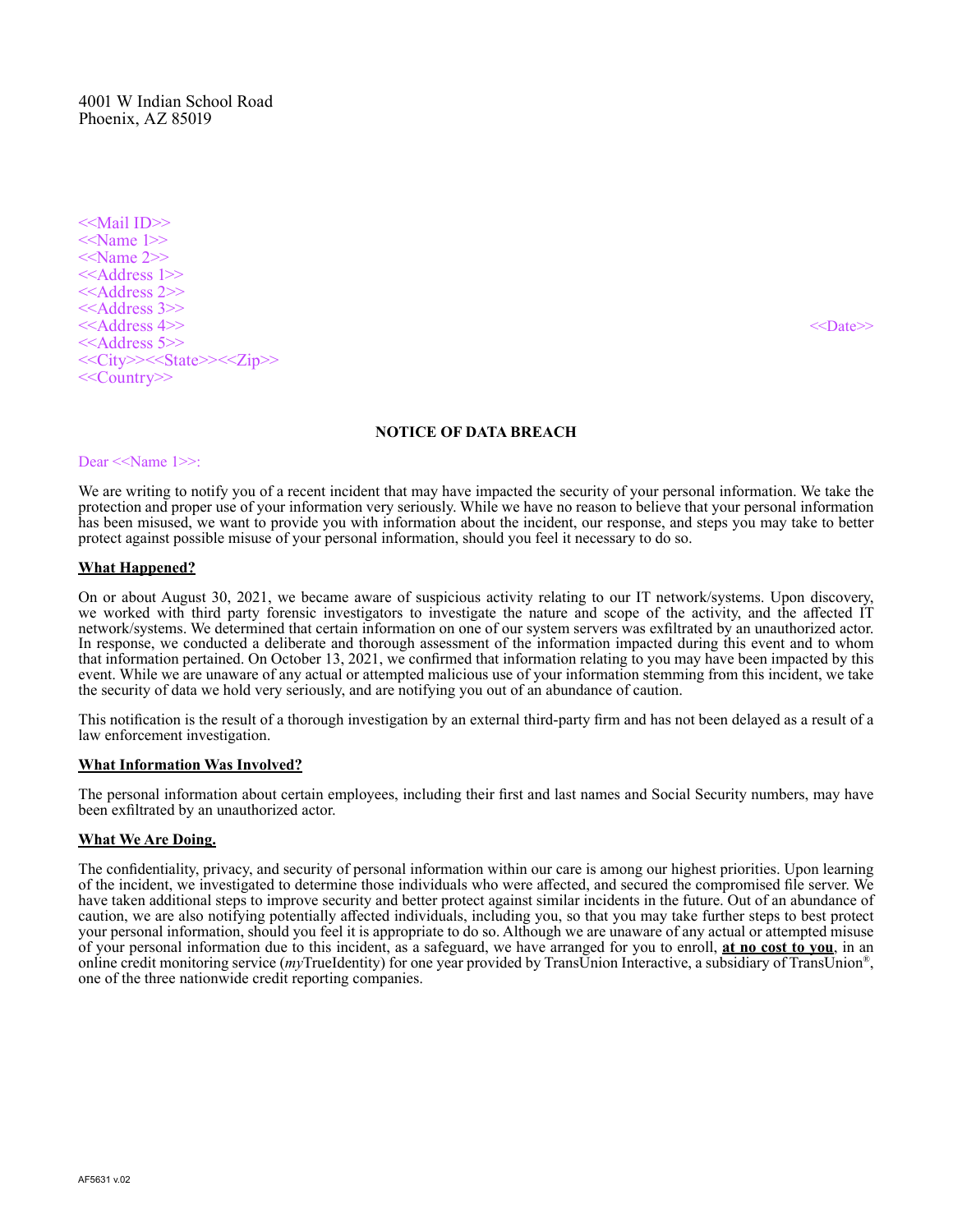4001 W Indian School Road
Phoenix, AZ 85019

<<Mail ID>>
<<Name 1>>
<<Name 2>>
<<Address 1>>
<<Address 2>>
<<Address 3>>
<<Address 4>>
<<Address 5>>
<<City>><<State>><<Zip>>
<<Country>>

<<Date>>

**NOTICE OF DATA BREACH**

Dear <<Name 1>>:

We are writing to notify you of a recent incident that may have impacted the security of your personal information. We take the protection and proper use of your information very seriously. While we have no reason to believe that your personal information has been misused, we want to provide you with information about the incident, our response, and steps you may take to better protect against possible misuse of your personal information, should you feel it necessary to do so.

**<u>What Happened?</u>**

On or about August 30, 2021, we became aware of suspicious activity relating to our IT network/systems. Upon discovery, we worked with third party forensic investigators to investigate the nature and scope of the activity, and the affected IT network/systems. We determined that certain information on one of our system servers was exfiltrated by an unauthorized actor. In response, we conducted a deliberate and thorough assessment of the information impacted during this event and to whom that information pertained. On October 13, 2021, we confirmed that information relating to you may have been impacted by this event. While we are unaware of any actual or attempted malicious use of your information stemming from this incident, we take the security of data we hold very seriously, and are notifying you out of an abundance of caution.

This notification is the result of a thorough investigation by an external third-party firm and has not been delayed as a result of a law enforcement investigation.

**<u>What Information Was Involved?</u>**

The personal information about certain employees, including their first and last names and Social Security numbers, may have been exfiltrated by an unauthorized actor.

**<u>What We Are Doing.</u>**

The confidentiality, privacy, and security of personal information within our care is among our highest priorities. Upon learning of the incident, we investigated to determine those individuals who were affected, and secured the compromised file server. We have taken additional steps to improve security and better protect against similar incidents in the future. Out of an abundance of caution, we are also notifying potentially affected individuals, including you, so that you may take further steps to best protect your personal information, should you feel it is appropriate to do so. Although we are unaware of any actual or attempted misuse of your personal information due to this incident, as a safeguard, we have arranged for you to enroll, **<u>at no cost to you</u>**, in an online credit monitoring service (*my*TrueIdentity) for one year provided by TransUnion Interactive, a subsidiary of TransUnion®, one of the three nationwide credit reporting companies.

AF5631 v.02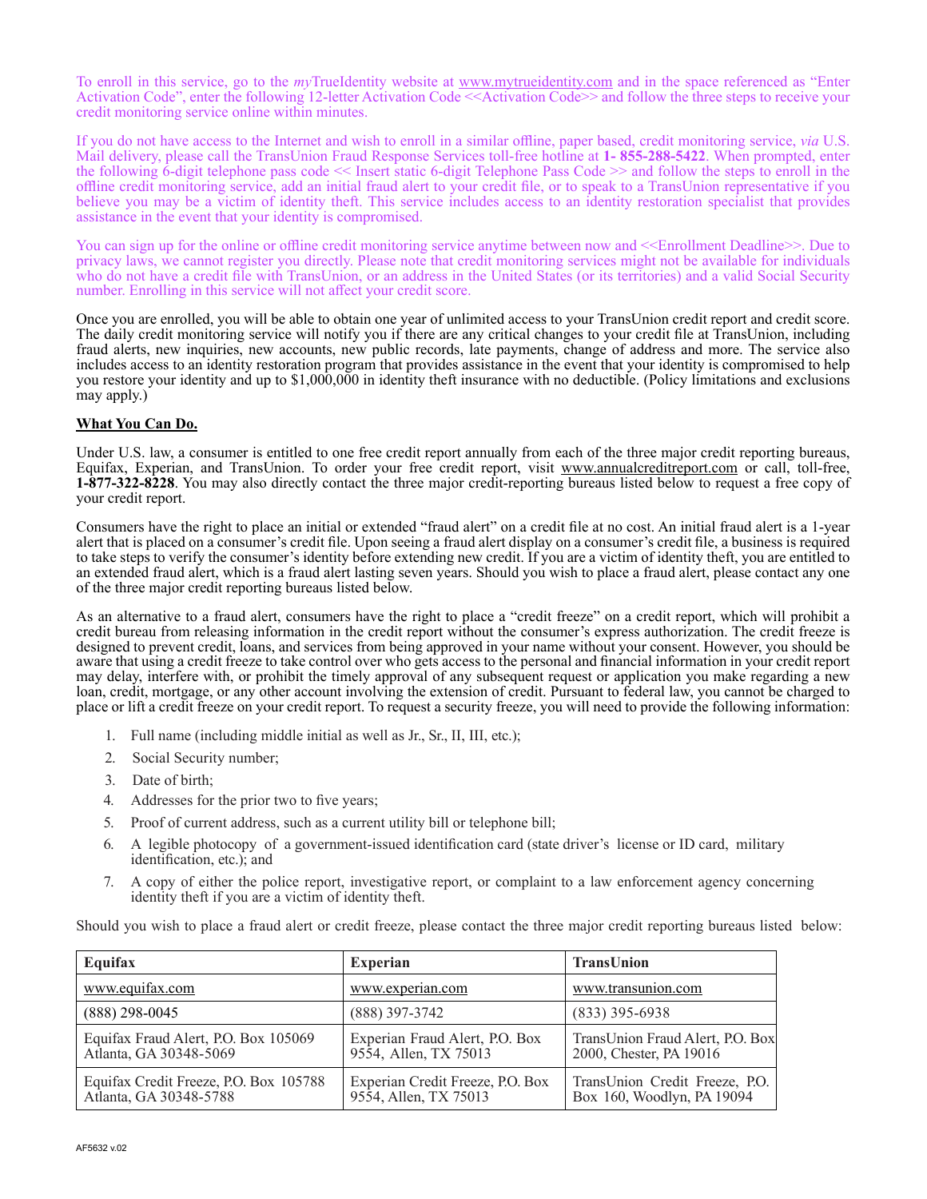To enroll in this service, go to the *my*TrueIdentity website at www.mytrueidentity.com and in the space referenced as "Enter Activation Code", enter the following 12-letter Activation Code <<Activation Code>> and follow the three steps to receive your credit monitoring service online within minutes.

If you do not have access to the Internet and wish to enroll in a similar offline, paper based, credit monitoring service, *via* U.S. Mail delivery, please call the TransUnion Fraud Response Services toll-free hotline at **1- 855-288-5422**. When prompted, enter the following 6-digit telephone pass code << Insert static 6-digit Telephone Pass Code >> and follow the steps to enroll in the offline credit monitoring service, add an initial fraud alert to your credit file, or to speak to a TransUnion representative if you believe you may be a victim of identity theft. This service includes access to an identity restoration specialist that provides assistance in the event that your identity is compromised.

You can sign up for the online or offline credit monitoring service anytime between now and <<Enrollment Deadline>>. Due to privacy laws, we cannot register you directly. Please note that credit monitoring services might not be available for individuals who do not have a credit file with TransUnion, or an address in the United States (or its territories) and a valid Social Security number. Enrolling in this service will not affect your credit score.

Once you are enrolled, you will be able to obtain one year of unlimited access to your TransUnion credit report and credit score. The daily credit monitoring service will notify you if there are any critical changes to your credit file at TransUnion, including fraud alerts, new inquiries, new accounts, new public records, late payments, change of address and more. The service also includes access to an identity restoration program that provides assistance in the event that your identity is compromised to help you restore your identity and up to $1,000,000 in identity theft insurance with no deductible. (Policy limitations and exclusions may apply.)

**What You Can Do.**

Under U.S. law, a consumer is entitled to one free credit report annually from each of the three major credit reporting bureaus, Equifax, Experian, and TransUnion. To order your free credit report, visit www.annualcreditreport.com or call, toll-free, **1-877-322-8228**. You may also directly contact the three major credit-reporting bureaus listed below to request a free copy of your credit report.

Consumers have the right to place an initial or extended "fraud alert" on a credit file at no cost. An initial fraud alert is a 1-year alert that is placed on a consumer's credit file. Upon seeing a fraud alert display on a consumer's credit file, a business is required to take steps to verify the consumer's identity before extending new credit. If you are a victim of identity theft, you are entitled to an extended fraud alert, which is a fraud alert lasting seven years. Should you wish to place a fraud alert, please contact any one of the three major credit reporting bureaus listed below.

As an alternative to a fraud alert, consumers have the right to place a "credit freeze" on a credit report, which will prohibit a credit bureau from releasing information in the credit report without the consumer's express authorization. The credit freeze is designed to prevent credit, loans, and services from being approved in your name without your consent. However, you should be aware that using a credit freeze to take control over who gets access to the personal and financial information in your credit report may delay, interfere with, or prohibit the timely approval of any subsequent request or application you make regarding a new loan, credit, mortgage, or any other account involving the extension of credit. Pursuant to federal law, you cannot be charged to place or lift a credit freeze on your credit report. To request a security freeze, you will need to provide the following information:

1. Full name (including middle initial as well as Jr., Sr., II, III, etc.);
2. Social Security number;
3. Date of birth;
4. Addresses for the prior two to five years;
5. Proof of current address, such as a current utility bill or telephone bill;
6. A legible photocopy of a government-issued identification card (state driver's license or ID card, military identification, etc.); and
7. A copy of either the police report, investigative report, or complaint to a law enforcement agency concerning identity theft if you are a victim of identity theft.

Should you wish to place a fraud alert or credit freeze, please contact the three major credit reporting bureaus listed below:

| **Equifax** | **Experian** | **TransUnion** |
|---|---|---|
| www.equifax.com | www.experian.com | www.transunion.com |
| (888) 298-0045 | (888) 397-3742 | (833) 395-6938 |
| Equifax Fraud Alert, P.O. Box 105069 Atlanta, GA 30348-5069 | Experian Fraud Alert, P.O. Box 9554, Allen, TX 75013 | TransUnion Fraud Alert, P.O. Box 2000, Chester, PA 19016 |
| Equifax Credit Freeze, P.O. Box 105788 Atlanta, GA 30348-5788 | Experian Credit Freeze, P.O. Box 9554, Allen, TX 75013 | TransUnion Credit Freeze, P.O. Box 160, Woodlyn, PA 19094 |

AF5632 v.02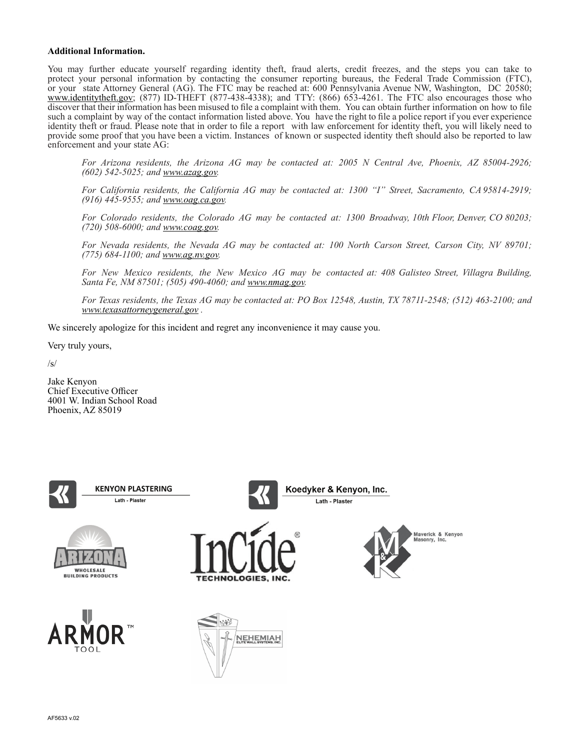**Additional Information.**

You may further educate yourself regarding identity theft, fraud alerts, credit freezes, and the steps you can take to protect your personal information by contacting the consumer reporting bureaus, the Federal Trade Commission (FTC), or your state Attorney General (AG). The FTC may be reached at: 600 Pennsylvania Avenue NW, Washington, DC 20580; www.identitytheft.gov; (877) ID-THEFT (877-438-4338); and TTY: (866) 653-4261. The FTC also encourages those who discover that their information has been misused to file a complaint with them. You can obtain further information on how to file such a complaint by way of the contact information listed above. You have the right to file a police report if you ever experience identity theft or fraud. Please note that in order to file a report with law enforcement for identity theft, you will likely need to provide some proof that you have been a victim. Instances of known or suspected identity theft should also be reported to law enforcement and your state AG:

*For Arizona residents, the Arizona AG may be contacted at: 2005 N Central Ave, Phoenix, AZ 85004-2926; (602) 542-5025; and www.azag.gov.*

*For California residents, the California AG may be contacted at: 1300 "I" Street, Sacramento, CA 95814-2919; (916) 445-9555; and www.oag.ca.gov.*

*For Colorado residents, the Colorado AG may be contacted at: 1300 Broadway, 10th Floor, Denver, CO 80203; (720) 508-6000; and www.coag.gov.*

*For Nevada residents, the Nevada AG may be contacted at: 100 North Carson Street, Carson City, NV 89701; (775) 684-1100; and www.ag.nv.gov.*

*For New Mexico residents, the New Mexico AG may be contacted at: 408 Galisteo Street, Villagra Building, Santa Fe, NM 87501; (505) 490-4060; and www.nmag.gov.*

*For Texas residents, the Texas AG may be contacted at: PO Box 12548, Austin, TX 78711-2548; (512) 463-2100; and www.texasattorneygeneral.gov .*

We sincerely apologize for this incident and regret any inconvenience it may cause you.

Very truly yours,

/s/

Jake Kenyon
Chief Executive Officer
4001 W. Indian School Road
Phoenix, AZ 85019

KENYON PLASTERING
Lath - Plaster

Koedyker & Kenyon, Inc.
Lath - Plaster

ARIZONA
WHOLESALE BUILDING PRODUCTS

InCide®
TECHNOLOGIES, INC.

M&K
Maverick & Kenyon Masonry, Inc.

ARMOR™
TOOL

NEHEMIAH
ELITE WALL SYSTEMS, INC.

AF5633 v.02